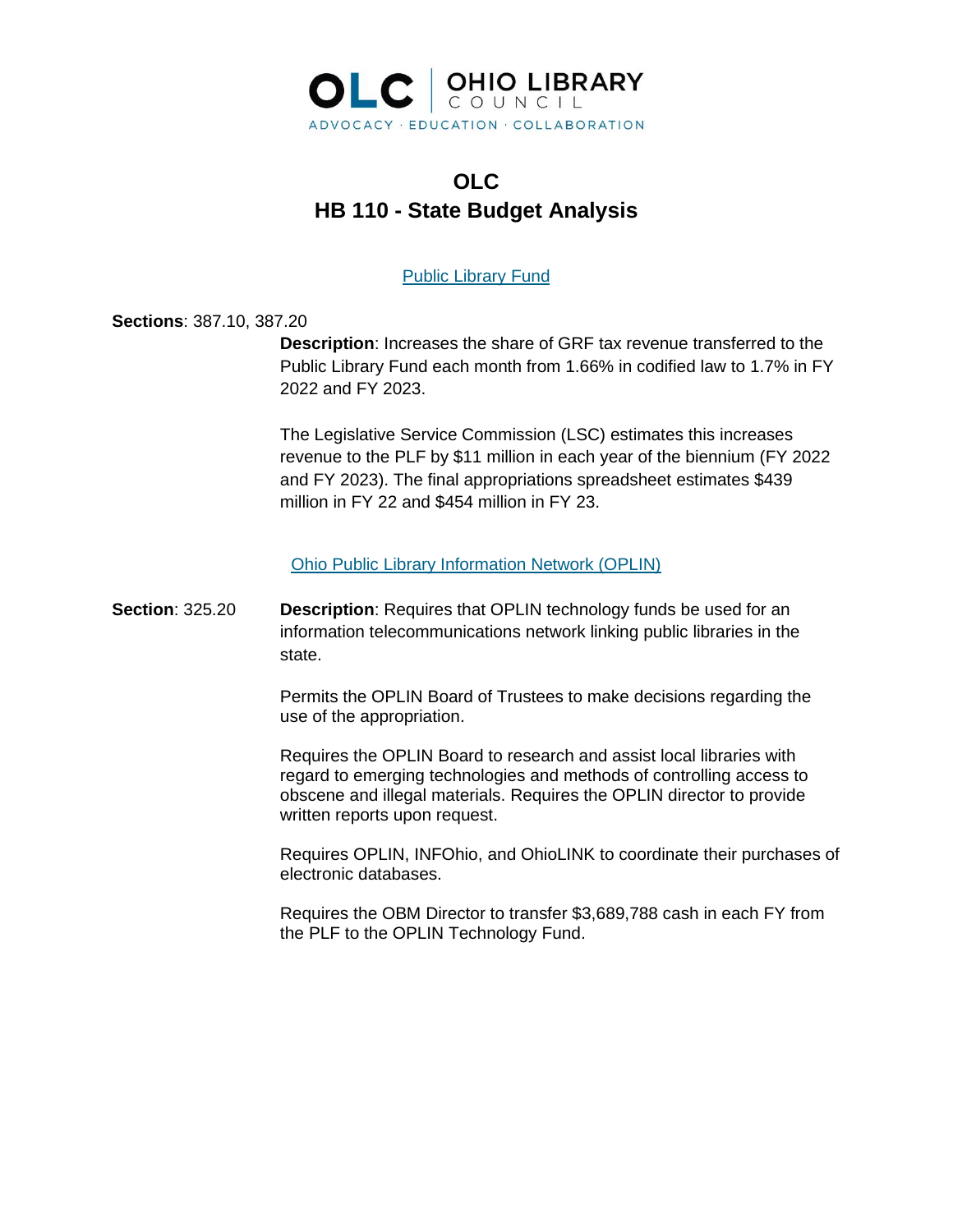OLC | OHIO LIBRARY COUNCIL

ADVOCACY · EDUCATION · COLLABORATION

# OLC
# HB 110 - State Budget Analysis

## Public Library Fund

**Sections**: 387.10, 387.20

**Description**: Increases the share of GRF tax revenue transferred to the Public Library Fund each month from 1.66% in codified law to 1.7% in FY 2022 and FY 2023.

The Legislative Service Commission (LSC) estimates this increases revenue to the PLF by $11 million in each year of the biennium (FY 2022 and FY 2023). The final appropriations spreadsheet estimates $439 million in FY 22 and $454 million in FY 23.

## Ohio Public Library Information Network (OPLIN)

**Section**: 325.20

**Description**: Requires that OPLIN technology funds be used for an information telecommunications network linking public libraries in the state.

Permits the OPLIN Board of Trustees to make decisions regarding the use of the appropriation.

Requires the OPLIN Board to research and assist local libraries with regard to emerging technologies and methods of controlling access to obscene and illegal materials. Requires the OPLIN director to provide written reports upon request.

Requires OPLIN, INFOhio, and OhioLINK to coordinate their purchases of electronic databases.

Requires the OBM Director to transfer $3,689,788 cash in each FY from the PLF to the OPLIN Technology Fund.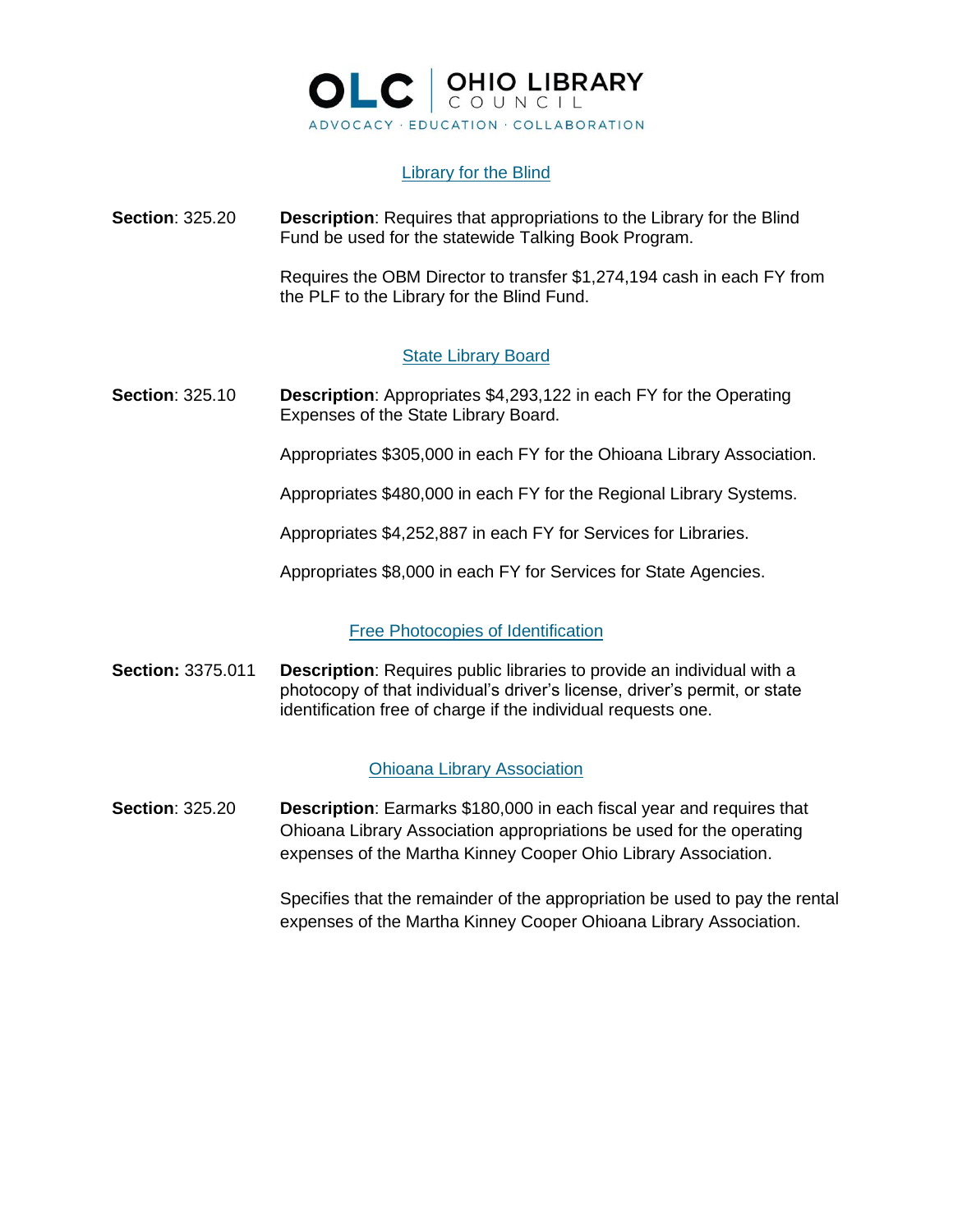## Library for the Blind

**Section**: 325.20

**Description**: Requires that appropriations to the Library for the Blind Fund be used for the statewide Talking Book Program.

Requires the OBM Director to transfer $1,274,194 cash in each FY from the PLF to the Library for the Blind Fund.

## State Library Board

**Section**: 325.10

**Description**: Appropriates $4,293,122 in each FY for the Operating Expenses of the State Library Board.

Appropriates $305,000 in each FY for the Ohioana Library Association.

Appropriates $480,000 in each FY for the Regional Library Systems.

Appropriates $4,252,887 in each FY for Services for Libraries.

Appropriates $8,000 in each FY for Services for State Agencies.

## Free Photocopies of Identification

**Section:** 3375.011

**Description**: Requires public libraries to provide an individual with a photocopy of that individual's driver's license, driver's permit, or state identification free of charge if the individual requests one.

## Ohioana Library Association

**Section**: 325.20

**Description**: Earmarks $180,000 in each fiscal year and requires that Ohioana Library Association appropriations be used for the operating expenses of the Martha Kinney Cooper Ohio Library Association.

Specifies that the remainder of the appropriation be used to pay the rental expenses of the Martha Kinney Cooper Ohioana Library Association.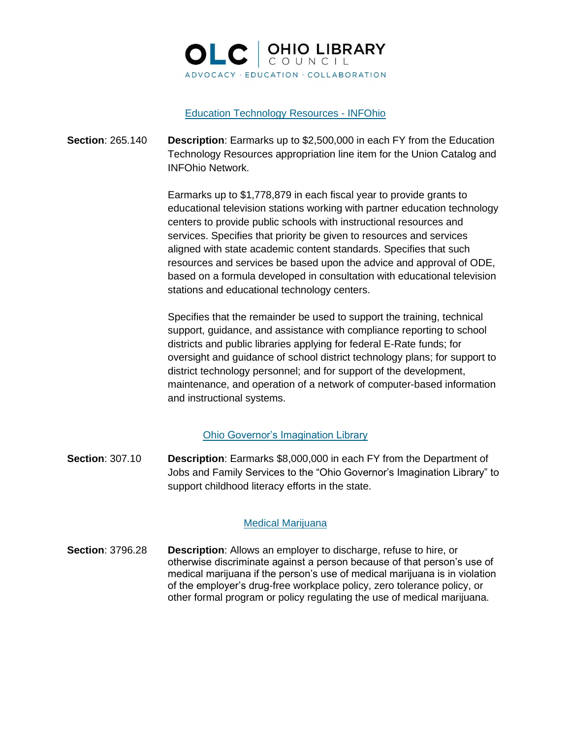## Education Technology Resources - INFOhio

**Section**: 265.140

**Description**: Earmarks up to $2,500,000 in each FY from the Education Technology Resources appropriation line item for the Union Catalog and INFOhio Network.

Earmarks up to $1,778,879 in each fiscal year to provide grants to educational television stations working with partner education technology centers to provide public schools with instructional resources and services. Specifies that priority be given to resources and services aligned with state academic content standards. Specifies that such resources and services be based upon the advice and approval of ODE, based on a formula developed in consultation with educational television stations and educational technology centers.

Specifies that the remainder be used to support the training, technical support, guidance, and assistance with compliance reporting to school districts and public libraries applying for federal E-Rate funds; for oversight and guidance of school district technology plans; for support to district technology personnel; and for support of the development, maintenance, and operation of a network of computer-based information and instructional systems.

## Ohio Governor's Imagination Library

**Section**: 307.10

**Description**: Earmarks $8,000,000 in each FY from the Department of Jobs and Family Services to the "Ohio Governor's Imagination Library" to support childhood literacy efforts in the state.

## Medical Marijuana

**Section**: 3796.28

**Description**: Allows an employer to discharge, refuse to hire, or otherwise discriminate against a person because of that person's use of medical marijuana if the person's use of medical marijuana is in violation of the employer's drug-free workplace policy, zero tolerance policy, or other formal program or policy regulating the use of medical marijuana.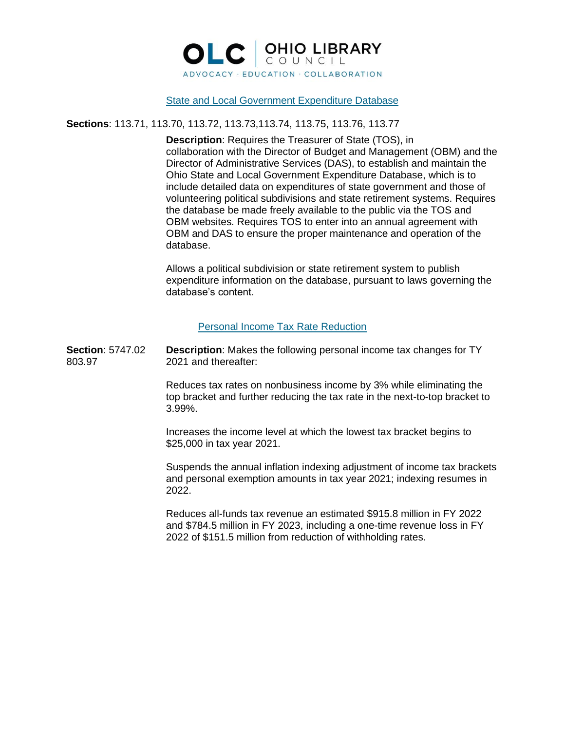## State and Local Government Expenditure Database

**Sections**: 113.71, 113.70, 113.72, 113.73,113.74, 113.75, 113.76, 113.77

**Description**: Requires the Treasurer of State (TOS), in collaboration with the Director of Budget and Management (OBM) and the Director of Administrative Services (DAS), to establish and maintain the Ohio State and Local Government Expenditure Database, which is to include detailed data on expenditures of state government and those of volunteering political subdivisions and state retirement systems. Requires the database be made freely available to the public via the TOS and OBM websites. Requires TOS to enter into an annual agreement with OBM and DAS to ensure the proper maintenance and operation of the database.

Allows a political subdivision or state retirement system to publish expenditure information on the database, pursuant to laws governing the database's content.

## Personal Income Tax Rate Reduction

**Section**: 5747.02 803.97

**Description**: Makes the following personal income tax changes for TY 2021 and thereafter:

Reduces tax rates on nonbusiness income by 3% while eliminating the top bracket and further reducing the tax rate in the next-to-top bracket to 3.99%.

Increases the income level at which the lowest tax bracket begins to $25,000 in tax year 2021.

Suspends the annual inflation indexing adjustment of income tax brackets and personal exemption amounts in tax year 2021; indexing resumes in 2022.

Reduces all-funds tax revenue an estimated $915.8 million in FY 2022 and $784.5 million in FY 2023, including a one-time revenue loss in FY 2022 of $151.5 million from reduction of withholding rates.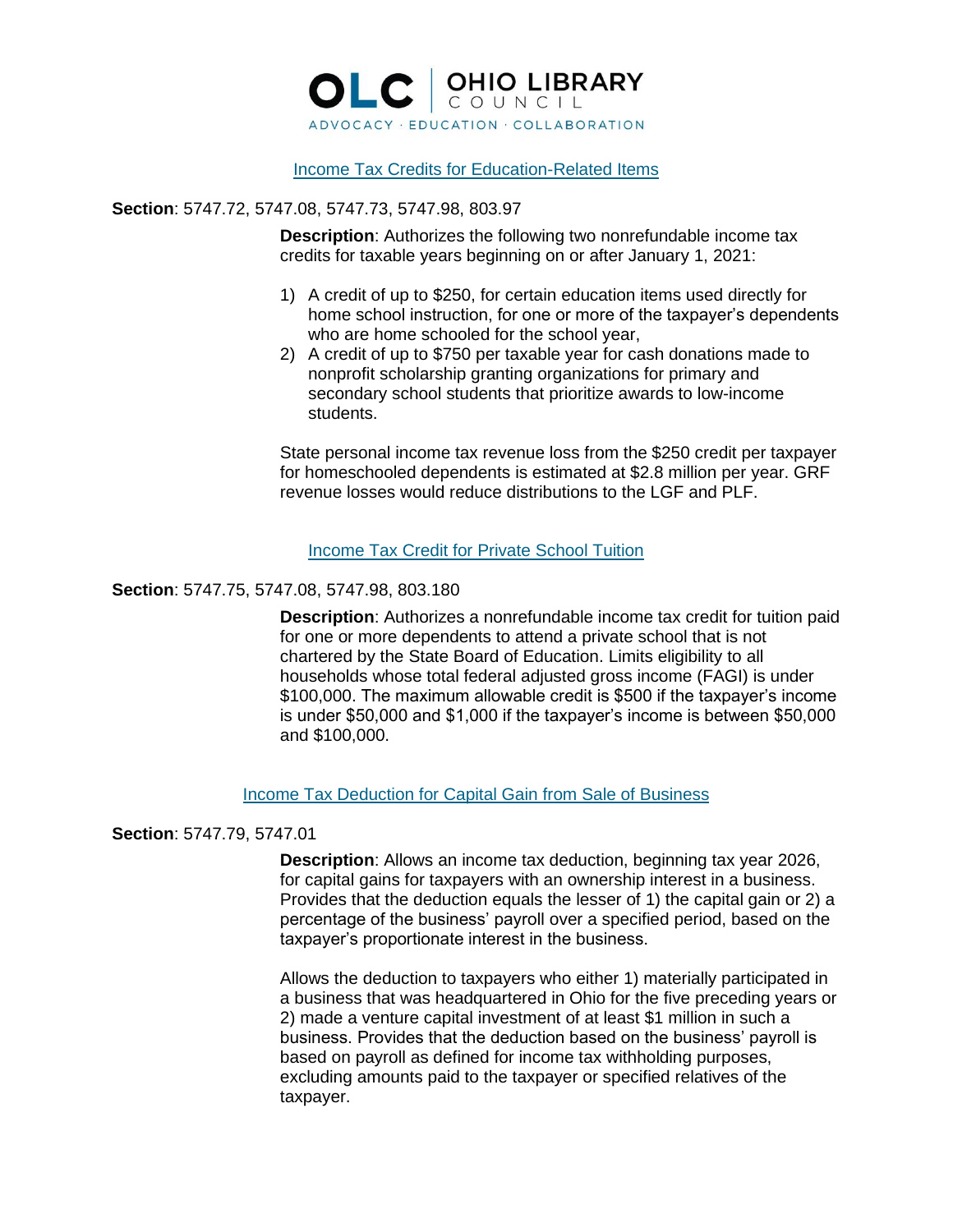**OLC | OHIO LIBRARY COUNCIL**
ADVOCACY · EDUCATION · COLLABORATION

## Income Tax Credits for Education-Related Items

**Section**: 5747.72, 5747.08, 5747.73, 5747.98, 803.97

**Description**: Authorizes the following two nonrefundable income tax credits for taxable years beginning on or after January 1, 2021:

1) A credit of up to $250, for certain education items used directly for home school instruction, for one or more of the taxpayer's dependents who are home schooled for the school year,
2) A credit of up to $750 per taxable year for cash donations made to nonprofit scholarship granting organizations for primary and secondary school students that prioritize awards to low-income students.

State personal income tax revenue loss from the $250 credit per taxpayer for homeschooled dependents is estimated at $2.8 million per year. GRF revenue losses would reduce distributions to the LGF and PLF.

## Income Tax Credit for Private School Tuition

**Section**: 5747.75, 5747.08, 5747.98, 803.180

**Description**: Authorizes a nonrefundable income tax credit for tuition paid for one or more dependents to attend a private school that is not chartered by the State Board of Education. Limits eligibility to all households whose total federal adjusted gross income (FAGI) is under $100,000. The maximum allowable credit is $500 if the taxpayer's income is under $50,000 and $1,000 if the taxpayer's income is between $50,000 and $100,000.

## Income Tax Deduction for Capital Gain from Sale of Business

**Section**: 5747.79, 5747.01

**Description**: Allows an income tax deduction, beginning tax year 2026, for capital gains for taxpayers with an ownership interest in a business. Provides that the deduction equals the lesser of 1) the capital gain or 2) a percentage of the business' payroll over a specified period, based on the taxpayer's proportionate interest in the business.

Allows the deduction to taxpayers who either 1) materially participated in a business that was headquartered in Ohio for the five preceding years or 2) made a venture capital investment of at least $1 million in such a business. Provides that the deduction based on the business' payroll is based on payroll as defined for income tax withholding purposes, excluding amounts paid to the taxpayer or specified relatives of the taxpayer.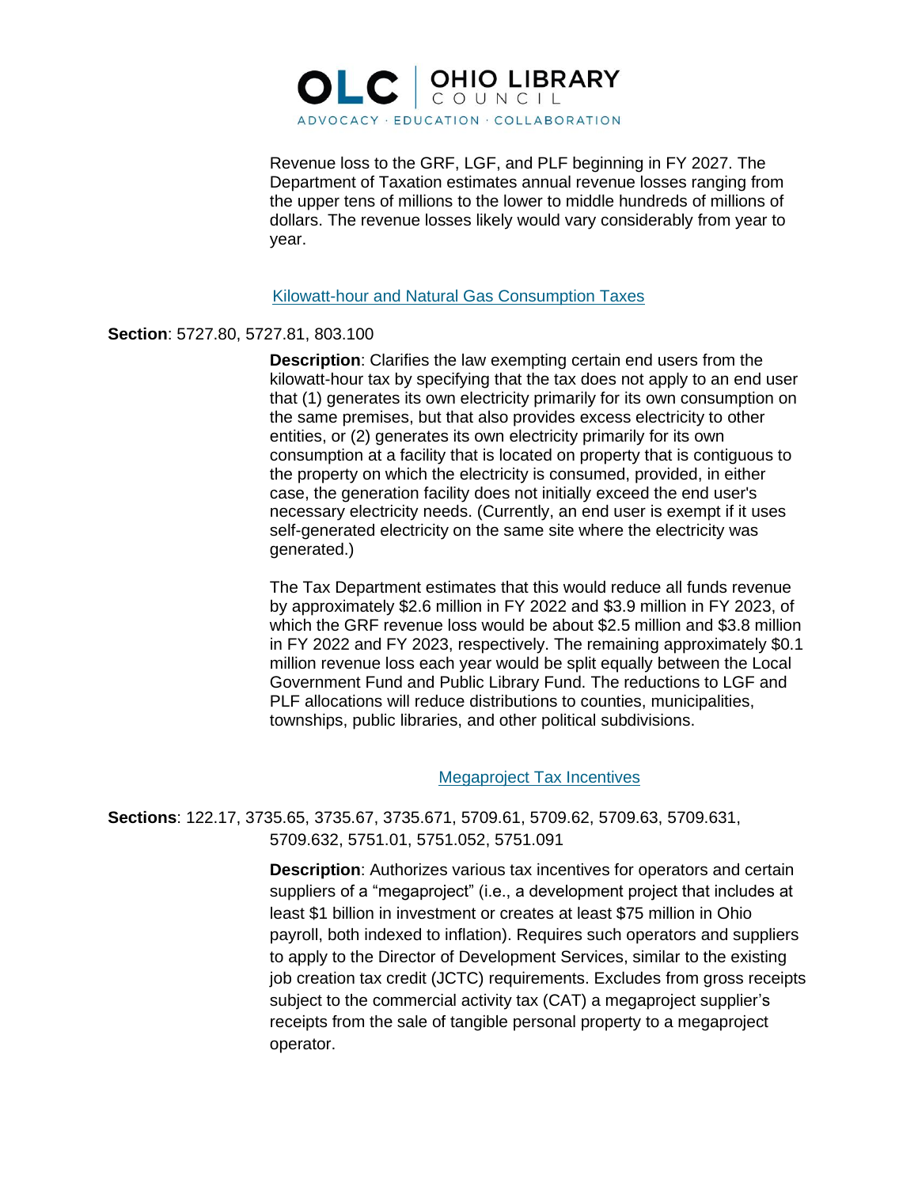Revenue loss to the GRF, LGF, and PLF beginning in FY 2027. The Department of Taxation estimates annual revenue losses ranging from the upper tens of millions to the lower to middle hundreds of millions of dollars. The revenue losses likely would vary considerably from year to year.

### Kilowatt-hour and Natural Gas Consumption Taxes

**Section**: 5727.80, 5727.81, 803.100

**Description**: Clarifies the law exempting certain end users from the kilowatt-hour tax by specifying that the tax does not apply to an end user that (1) generates its own electricity primarily for its own consumption on the same premises, but that also provides excess electricity to other entities, or (2) generates its own electricity primarily for its own consumption at a facility that is located on property that is contiguous to the property on which the electricity is consumed, provided, in either case, the generation facility does not initially exceed the end user's necessary electricity needs. (Currently, an end user is exempt if it uses self-generated electricity on the same site where the electricity was generated.)

The Tax Department estimates that this would reduce all funds revenue by approximately $2.6 million in FY 2022 and $3.9 million in FY 2023, of which the GRF revenue loss would be about $2.5 million and $3.8 million in FY 2022 and FY 2023, respectively. The remaining approximately $0.1 million revenue loss each year would be split equally between the Local Government Fund and Public Library Fund. The reductions to LGF and PLF allocations will reduce distributions to counties, municipalities, townships, public libraries, and other political subdivisions.

### Megaproject Tax Incentives

**Sections**: 122.17, 3735.65, 3735.67, 3735.671, 5709.61, 5709.62, 5709.63, 5709.631, 5709.632, 5751.01, 5751.052, 5751.091

**Description**: Authorizes various tax incentives for operators and certain suppliers of a "megaproject" (i.e., a development project that includes at least $1 billion in investment or creates at least $75 million in Ohio payroll, both indexed to inflation). Requires such operators and suppliers to apply to the Director of Development Services, similar to the existing job creation tax credit (JCTC) requirements. Excludes from gross receipts subject to the commercial activity tax (CAT) a megaproject supplier's receipts from the sale of tangible personal property to a megaproject operator.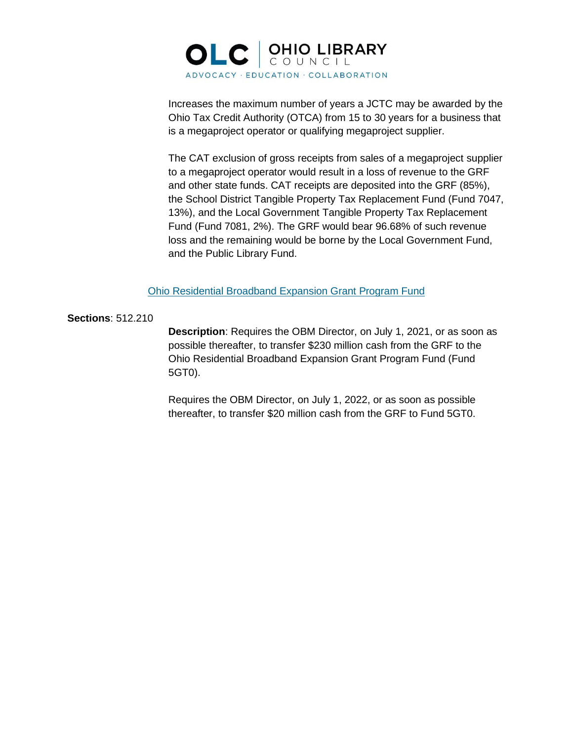Increases the maximum number of years a JCTC may be awarded by the Ohio Tax Credit Authority (OTCA) from 15 to 30 years for a business that is a megaproject operator or qualifying megaproject supplier.

The CAT exclusion of gross receipts from sales of a megaproject supplier to a megaproject operator would result in a loss of revenue to the GRF and other state funds. CAT receipts are deposited into the GRF (85%), the School District Tangible Property Tax Replacement Fund (Fund 7047, 13%), and the Local Government Tangible Property Tax Replacement Fund (Fund 7081, 2%). The GRF would bear 96.68% of such revenue loss and the remaining would be borne by the Local Government Fund, and the Public Library Fund.

## Ohio Residential Broadband Expansion Grant Program Fund

**Sections**: 512.210

**Description**: Requires the OBM Director, on July 1, 2021, or as soon as possible thereafter, to transfer $230 million cash from the GRF to the Ohio Residential Broadband Expansion Grant Program Fund (Fund 5GT0).

Requires the OBM Director, on July 1, 2022, or as soon as possible thereafter, to transfer $20 million cash from the GRF to Fund 5GT0.